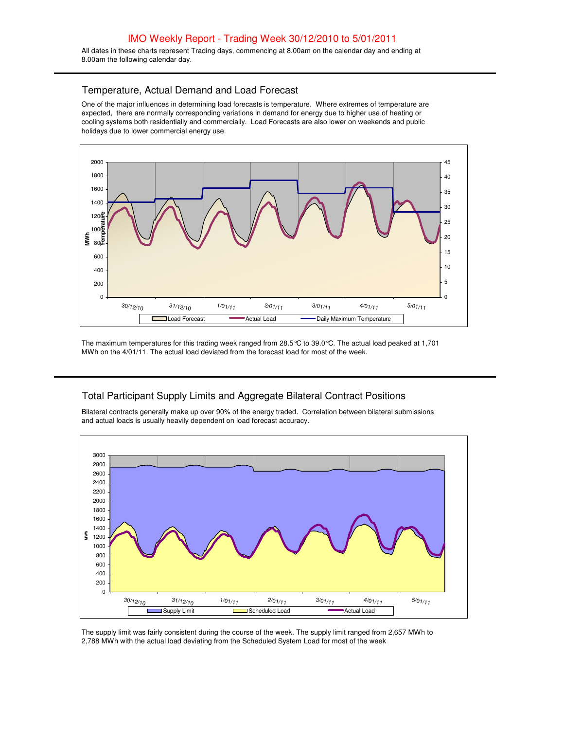# IMO Weekly Report - Trading Week 30/12/2010 to 5/01/2011

All dates in these charts represent Trading days, commencing at 8.00am on the calendar day and ending at 8.00am the following calendar day.

## Temperature, Actual Demand and Load Forecast

One of the major influences in determining load forecasts is temperature. Where extremes of temperature are expected, there are normally corresponding variations in demand for energy due to higher use of heating or cooling systems both residentially and commercially. Load Forecasts are also lower on weekends and public holidays due to lower commercial energy use.

The maximum temperatures for this trading week ranged from 28.5°C to 39.0°C. The actual load peaked at 1,701 MWh on the 4/01/11. The actual load deviated from the forecast load for most of the week.

## Total Participant Supply Limits and Aggregate Bilateral Contract Positions

Bilateral contracts generally make up over 90% of the energy traded. Correlation between bilateral submissions and actual loads is usually heavily dependent on load forecast accuracy.

The supply limit was fairly consistent during the course of the week. The supply limit ranged from 2,657 MWh to 2,788 MWh with the actual load deviating from the Scheduled System Load for most of the week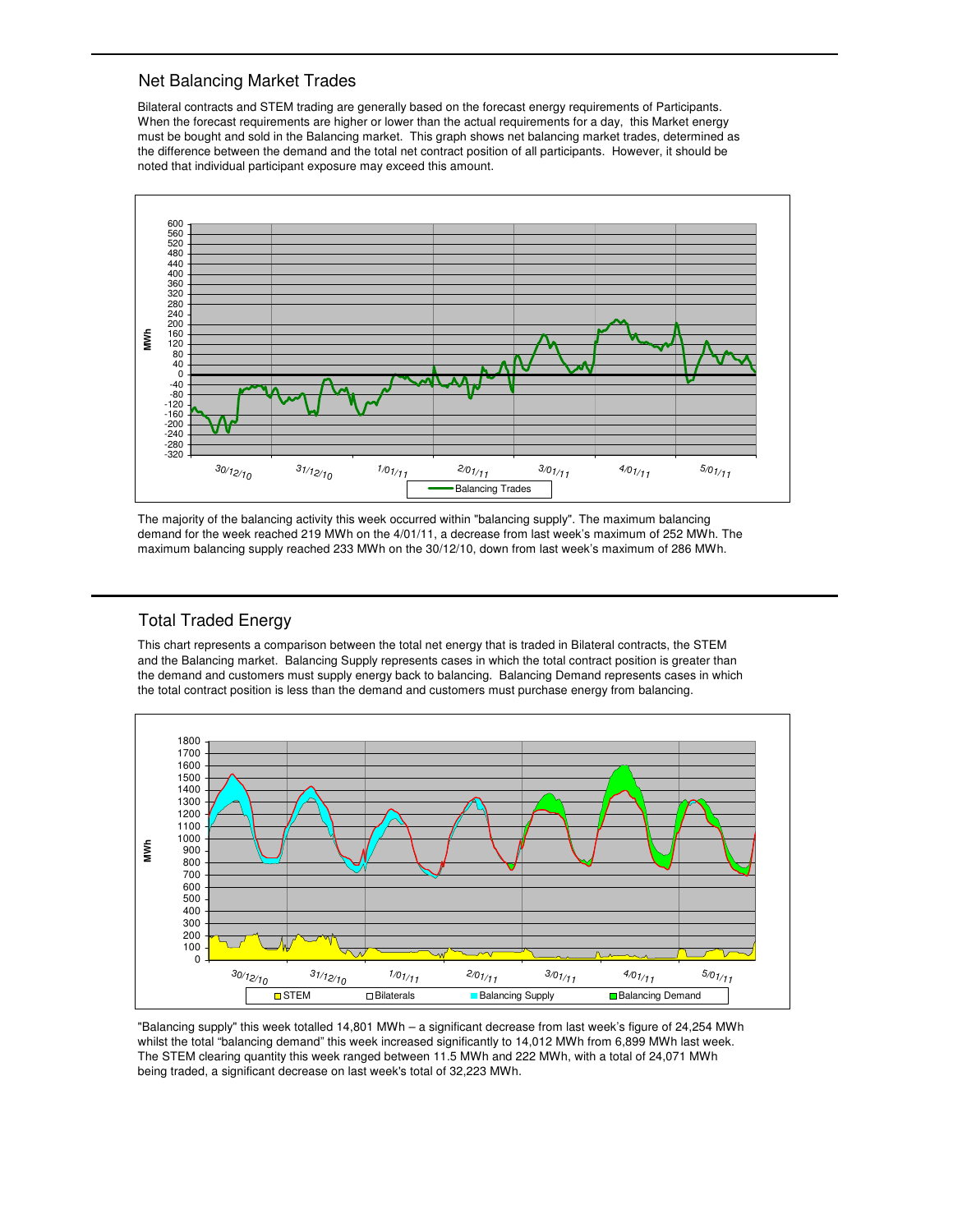## Net Balancing Market Trades

Bilateral contracts and STEM trading are generally based on the forecast energy requirements of Participants. When the forecast requirements are higher or lower than the actual requirements for a day, this Market energy must be bought and sold in the Balancing market. This graph shows net balancing market trades, determined as the difference between the demand and the total net contract position of all participants. However, it should be noted that individual participant exposure may exceed this amount.

The majority of the balancing activity this week occurred within "balancing supply". The maximum balancing demand for the week reached 219 MWh on the 4/01/11, a decrease from last week's maximum of 252 MWh. The maximum balancing supply reached 233 MWh on the 30/12/10, down from last week's maximum of 286 MWh.

## Total Traded Energy

This chart represents a comparison between the total net energy that is traded in Bilateral contracts, the STEM and the Balancing market. Balancing Supply represents cases in which the total contract position is greater than the demand and customers must supply energy back to balancing. Balancing Demand represents cases in which the total contract position is less than the demand and customers must purchase energy from balancing.

"Balancing supply" this week totalled 14,801 MWh – a significant decrease from last week's figure of 24,254 MWh whilst the total "balancing demand" this week increased significantly to 14,012 MWh from 6,899 MWh last week. The STEM clearing quantity this week ranged between 11.5 MWh and 222 MWh, with a total of 24,071 MWh being traded, a significant decrease on last week's total of 32,223 MWh.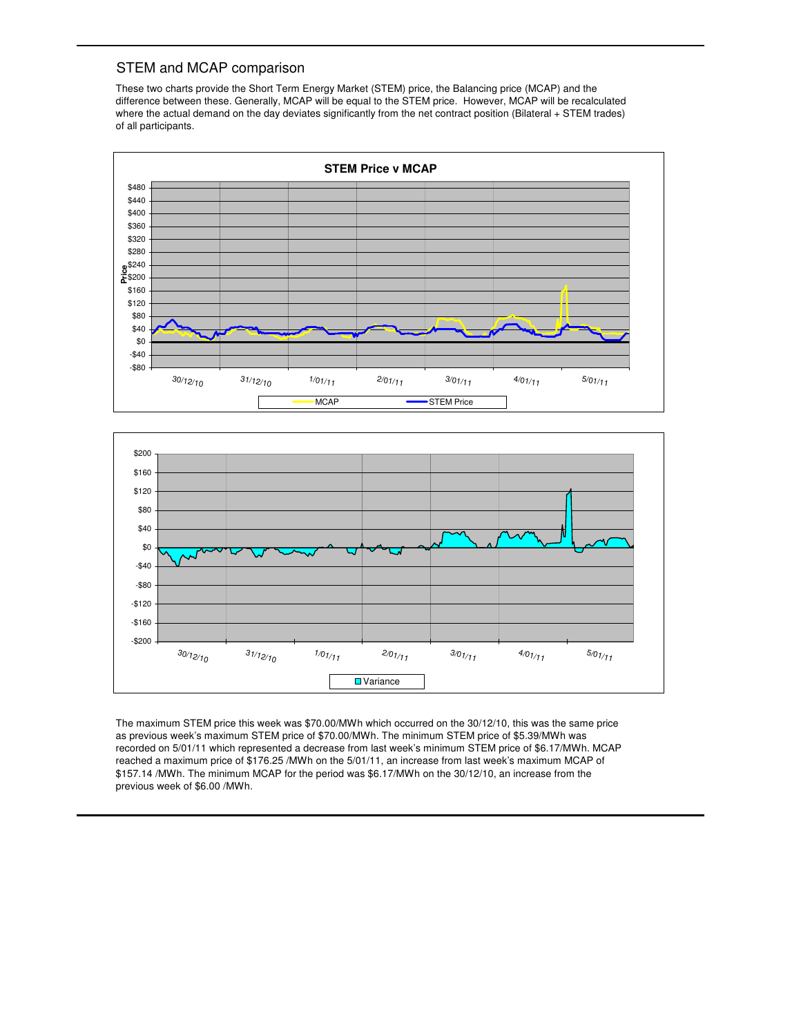## STEM and MCAP comparison

These two charts provide the Short Term Energy Market (STEM) price, the Balancing price (MCAP) and the difference between these. Generally, MCAP will be equal to the STEM price. However, MCAP will be recalculated where the actual demand on the day deviates significantly from the net contract position (Bilateral + STEM trades) of all participants.

STEM Price v MCAP

Price

$480
$440
$400
$360
$320
$280
$240
$200
$160
$120
$80
$40
$0
-$40
-$80

30/12/10
31/12/10
1/01/11
2/01/11
3/01/11
4/01/11
5/01/11

MCAP
STEM Price

$200
$160
$120
$80
$40
$0
-$40
-$80
-$120
-$160
-$200

30/12/10
31/12/10
1/01/11
2/01/11
3/01/11
4/01/11
5/01/11

Variance

The maximum STEM price this week was $70.00/MWh which occurred on the 30/12/10, this was the same price as previous week's maximum STEM price of $70.00/MWh. The minimum STEM price of $5.39/MWh was recorded on 5/01/11 which represented a decrease from last week's minimum STEM price of $6.17/MWh. MCAP reached a maximum price of $176.25 /MWh on the 5/01/11, an increase from last week's maximum MCAP of $157.14 /MWh. The minimum MCAP for the period was $6.17/MWh on the 30/12/10, an increase from the previous week of $6.00 /MWh.